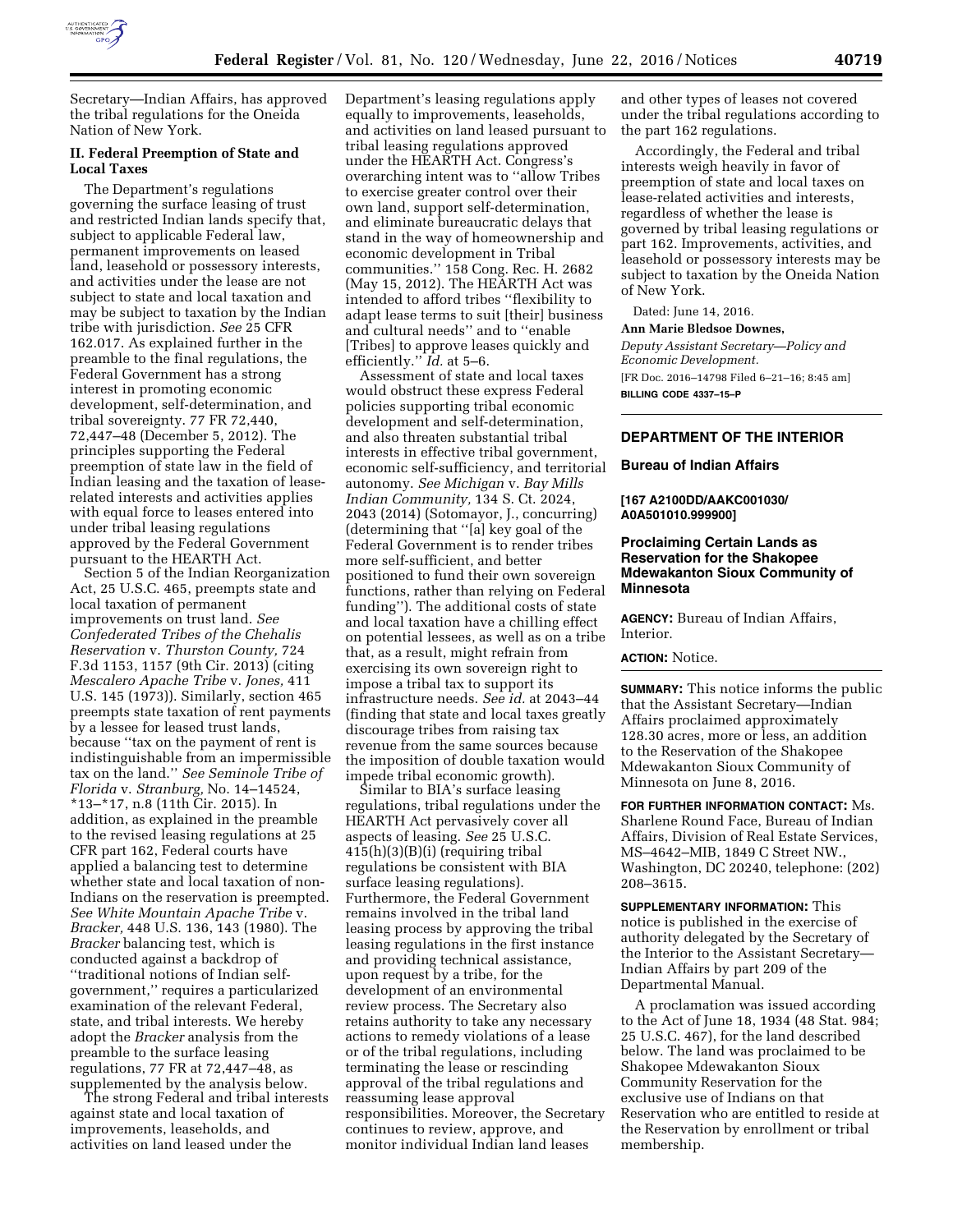Secretary—Indian Affairs, has approved the tribal regulations for the Oneida Nation of New York.

## II. Federal Preemption of State and Local Taxes

The Department's regulations governing the surface leasing of trust and restricted Indian lands specify that, subject to applicable Federal law, permanent improvements on leased land, leasehold or possessory interests, and activities under the lease are not subject to state and local taxation and may be subject to taxation by the Indian tribe with jurisdiction. *See* 25 CFR 162.017. As explained further in the preamble to the final regulations, the Federal Government has a strong interest in promoting economic development, self-determination, and tribal sovereignty. 77 FR 72,440, 72,447–48 (December 5, 2012). The principles supporting the Federal preemption of state law in the field of Indian leasing and the taxation of lease-related interests and activities applies with equal force to leases entered into under tribal leasing regulations approved by the Federal Government pursuant to the HEARTH Act.

Section 5 of the Indian Reorganization Act, 25 U.S.C. 465, preempts state and local taxation of permanent improvements on trust land. *See Confederated Tribes of the Chehalis Reservation* v. *Thurston County,* 724 F.3d 1153, 1157 (9th Cir. 2013) (citing *Mescalero Apache Tribe* v. *Jones,* 411 U.S. 145 (1973)). Similarly, section 465 preempts state taxation of rent payments by a lessee for leased trust lands, because ''tax on the payment of rent is indistinguishable from an impermissible tax on the land.'' *See Seminole Tribe of Florida* v. *Stranburg,* No. 14–14524, *13–*17, n.8 (11th Cir. 2015). In addition, as explained in the preamble to the revised leasing regulations at 25 CFR part 162, Federal courts have applied a balancing test to determine whether state and local taxation of non-Indians on the reservation is preempted. *See White Mountain Apache Tribe* v. *Bracker,* 448 U.S. 136, 143 (1980). The *Bracker* balancing test, which is conducted against a backdrop of ''traditional notions of Indian self-government,'' requires a particularized examination of the relevant Federal, state, and tribal interests. We hereby adopt the *Bracker* analysis from the preamble to the surface leasing regulations, 77 FR at 72,447–48, as supplemented by the analysis below.

The strong Federal and tribal interests against state and local taxation of improvements, leaseholds, and activities on land leased under the Department's leasing regulations apply equally to improvements, leaseholds, and activities on land leased pursuant to tribal leasing regulations approved under the HEARTH Act. Congress's overarching intent was to ''allow Tribes to exercise greater control over their own land, support self-determination, and eliminate bureaucratic delays that stand in the way of homeownership and economic development in Tribal communities.'' 158 Cong. Rec. H. 2682 (May 15, 2012). The HEARTH Act was intended to afford tribes ''flexibility to adapt lease terms to suit [their] business and cultural needs'' and to ''enable [Tribes] to approve leases quickly and efficiently.'' *Id.* at 5–6.

Assessment of state and local taxes would obstruct these express Federal policies supporting tribal economic development and self-determination, and also threaten substantial tribal interests in effective tribal government, economic self-sufficiency, and territorial autonomy. *See Michigan* v. *Bay Mills Indian Community,* 134 S. Ct. 2024, 2043 (2014) (Sotomayor, J., concurring) (determining that ''[a] key goal of the Federal Government is to render tribes more self-sufficient, and better positioned to fund their own sovereign functions, rather than relying on Federal funding''). The additional costs of state and local taxation have a chilling effect on potential lessees, as well as on a tribe that, as a result, might refrain from exercising its own sovereign right to impose a tribal tax to support its infrastructure needs. *See id.* at 2043–44 (finding that state and local taxes greatly discourage tribes from raising tax revenue from the same sources because the imposition of double taxation would impede tribal economic growth).

Similar to BIA's surface leasing regulations, tribal regulations under the HEARTH Act pervasively cover all aspects of leasing. *See* 25 U.S.C. 415(h)(3)(B)(i) (requiring tribal regulations be consistent with BIA surface leasing regulations). Furthermore, the Federal Government remains involved in the tribal land leasing process by approving the tribal leasing regulations in the first instance and providing technical assistance, upon request by a tribe, for the development of an environmental review process. The Secretary also retains authority to take any necessary actions to remedy violations of a lease or of the tribal regulations, including terminating the lease or rescinding approval of the tribal regulations and reassuming lease approval responsibilities. Moreover, the Secretary continues to review, approve, and monitor individual Indian land leases and other types of leases not covered under the tribal regulations according to the part 162 regulations.

Accordingly, the Federal and tribal interests weigh heavily in favor of preemption of state and local taxes on lease-related activities and interests, regardless of whether the lease is governed by tribal leasing regulations or part 162. Improvements, activities, and leasehold or possessory interests may be subject to taxation by the Oneida Nation of New York.

Dated: June 14, 2016.

**Ann Marie Bledsoe Downes,**

*Deputy Assistant Secretary—Policy and Economic Development.*

[FR Doc. 2016–14798 Filed 6–21–16; 8:45 am]

**BILLING CODE 4337–15–P**

---

# DEPARTMENT OF THE INTERIOR

## Bureau of Indian Affairs

**[167 A2100DD/AAKC001030/A0A501010.999900]**

## Proclaiming Certain Lands as Reservation for the Shakopee Mdewakanton Sioux Community of Minnesota

**AGENCY:** Bureau of Indian Affairs, Interior.

**ACTION:** Notice.

**SUMMARY:** This notice informs the public that the Assistant Secretary—Indian Affairs proclaimed approximately 128.30 acres, more or less, an addition to the Reservation of the Shakopee Mdewakanton Sioux Community of Minnesota on June 8, 2016.

**FOR FURTHER INFORMATION CONTACT:** Ms. Sharlene Round Face, Bureau of Indian Affairs, Division of Real Estate Services, MS–4642–MIB, 1849 C Street NW., Washington, DC 20240, telephone: (202) 208–3615.

**SUPPLEMENTARY INFORMATION:** This notice is published in the exercise of authority delegated by the Secretary of the Interior to the Assistant Secretary—Indian Affairs by part 209 of the Departmental Manual.

A proclamation was issued according to the Act of June 18, 1934 (48 Stat. 984; 25 U.S.C. 467), for the land described below. The land was proclaimed to be Shakopee Mdewakanton Sioux Community Reservation for the exclusive use of Indians on that Reservation who are entitled to reside at the Reservation by enrollment or tribal membership.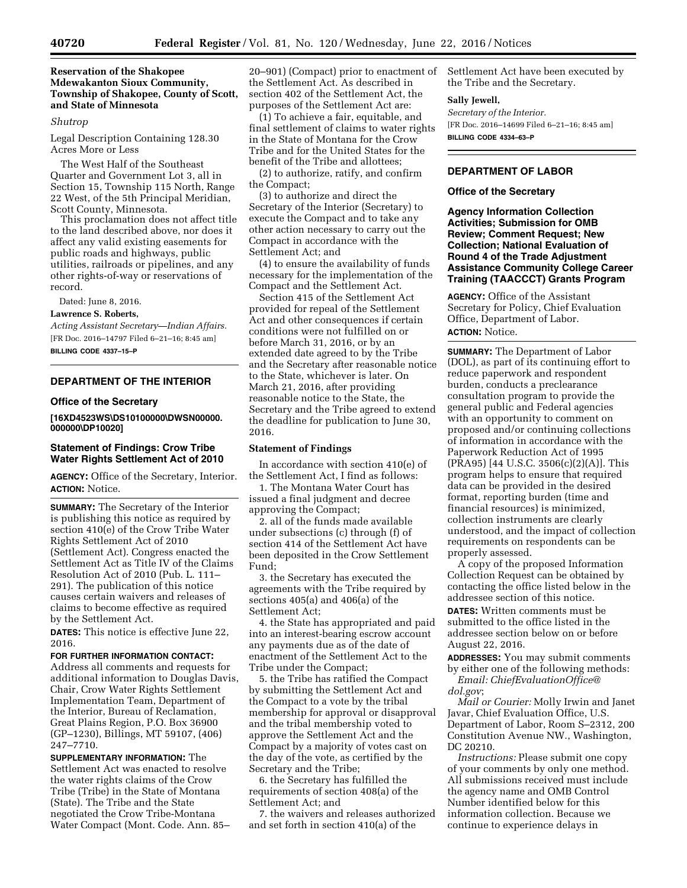**Reservation of the Shakopee Mdewakanton Sioux Community, Township of Shakopee, County of Scott, and State of Minnesota**

*Shutrop*

Legal Description Containing 128.30 Acres More or Less

The West Half of the Southeast Quarter and Government Lot 3, all in Section 15, Township 115 North, Range 22 West, of the 5th Principal Meridian, Scott County, Minnesota.

This proclamation does not affect title to the land described above, nor does it affect any valid existing easements for public roads and highways, public utilities, railroads or pipelines, and any other rights-of-way or reservations of record.

Dated: June 8, 2016.

**Lawrence S. Roberts,**

*Acting Assistant Secretary—Indian Affairs.*

[FR Doc. 2016–14797 Filed 6–21–16; 8:45 am]

**BILLING CODE 4337–15–P**

## DEPARTMENT OF THE INTERIOR

### Office of the Secretary

**[16XD4523WS\DS10100000\DWSN00000.000000\DP10020]**

### Statement of Findings: Crow Tribe Water Rights Settlement Act of 2010

**AGENCY:** Office of the Secretary, Interior.

**ACTION:** Notice.

**SUMMARY:** The Secretary of the Interior is publishing this notice as required by section 410(e) of the Crow Tribe Water Rights Settlement Act of 2010 (Settlement Act). Congress enacted the Settlement Act as Title IV of the Claims Resolution Act of 2010 (Pub. L. 111–291). The publication of this notice causes certain waivers and releases of claims to become effective as required by the Settlement Act.

**DATES:** This notice is effective June 22, 2016.

**FOR FURTHER INFORMATION CONTACT:** Address all comments and requests for additional information to Douglas Davis, Chair, Crow Water Rights Settlement Implementation Team, Department of the Interior, Bureau of Reclamation, Great Plains Region, P.O. Box 36900 (GP–1230), Billings, MT 59107, (406) 247–7710.

**SUPPLEMENTARY INFORMATION:** The Settlement Act was enacted to resolve the water rights claims of the Crow Tribe (Tribe) in the State of Montana (State). The Tribe and the State negotiated the Crow Tribe-Montana Water Compact (Mont. Code. Ann. 85–20–901) (Compact) prior to enactment of the Settlement Act. As described in section 402 of the Settlement Act, the purposes of the Settlement Act are:

(1) To achieve a fair, equitable, and final settlement of claims to water rights in the State of Montana for the Crow Tribe and for the United States for the benefit of the Tribe and allottees;

(2) to authorize, ratify, and confirm the Compact;

(3) to authorize and direct the Secretary of the Interior (Secretary) to execute the Compact and to take any other action necessary to carry out the Compact in accordance with the Settlement Act; and

(4) to ensure the availability of funds necessary for the implementation of the Compact and the Settlement Act.

Section 415 of the Settlement Act provided for repeal of the Settlement Act and other consequences if certain conditions were not fulfilled on or before March 31, 2016, or by an extended date agreed to by the Tribe and the Secretary after reasonable notice to the State, whichever is later. On March 21, 2016, after providing reasonable notice to the State, the Secretary and the Tribe agreed to extend the deadline for publication to June 30, 2016.

#### Statement of Findings

In accordance with section 410(e) of the Settlement Act, I find as follows:

1. The Montana Water Court has issued a final judgment and decree approving the Compact;

2. all of the funds made available under subsections (c) through (f) of section 414 of the Settlement Act have been deposited in the Crow Settlement Fund;

3. the Secretary has executed the agreements with the Tribe required by sections 405(a) and 406(a) of the Settlement Act;

4. the State has appropriated and paid into an interest-bearing escrow account any payments due as of the date of enactment of the Settlement Act to the Tribe under the Compact;

5. the Tribe has ratified the Compact by submitting the Settlement Act and the Compact to a vote by the tribal membership for approval or disapproval and the tribal membership voted to approve the Settlement Act and the Compact by a majority of votes cast on the day of the vote, as certified by the Secretary and the Tribe;

6. the Secretary has fulfilled the requirements of section 408(a) of the Settlement Act; and

7. the waivers and releases authorized and set forth in section 410(a) of the Settlement Act have been executed by the Tribe and the Secretary.

**Sally Jewell,**

*Secretary of the Interior.*

[FR Doc. 2016–14699 Filed 6–21–16; 8:45 am]

**BILLING CODE 4334–63–P**

## DEPARTMENT OF LABOR

### Office of the Secretary

### Agency Information Collection Activities; Submission for OMB Review; Comment Request; New Collection; National Evaluation of Round 4 of the Trade Adjustment Assistance Community College Career Training (TAACCCT) Grants Program

**AGENCY:** Office of the Assistant Secretary for Policy, Chief Evaluation Office, Department of Labor.

**ACTION:** Notice.

**SUMMARY:** The Department of Labor (DOL), as part of its continuing effort to reduce paperwork and respondent burden, conducts a preclearance consultation program to provide the general public and Federal agencies with an opportunity to comment on proposed and/or continuing collections of information in accordance with the Paperwork Reduction Act of 1995 (PRA95) [44 U.S.C. 3506(c)(2)(A)]. This program helps to ensure that required data can be provided in the desired format, reporting burden (time and financial resources) is minimized, collection instruments are clearly understood, and the impact of collection requirements on respondents can be properly assessed.

A copy of the proposed Information Collection Request can be obtained by contacting the office listed below in the addressee section of this notice.

**DATES:** Written comments must be submitted to the office listed in the addressee section below on or before August 22, 2016.

**ADDRESSES:** You may submit comments by either one of the following methods:

*Email: ChiefEvaluationOffice@dol.gov*;

*Mail or Courier:* Molly Irwin and Janet Javar, Chief Evaluation Office, U.S. Department of Labor, Room S–2312, 200 Constitution Avenue NW., Washington, DC 20210.

*Instructions:* Please submit one copy of your comments by only one method. All submissions received must include the agency name and OMB Control Number identified below for this information collection. Because we continue to experience delays in